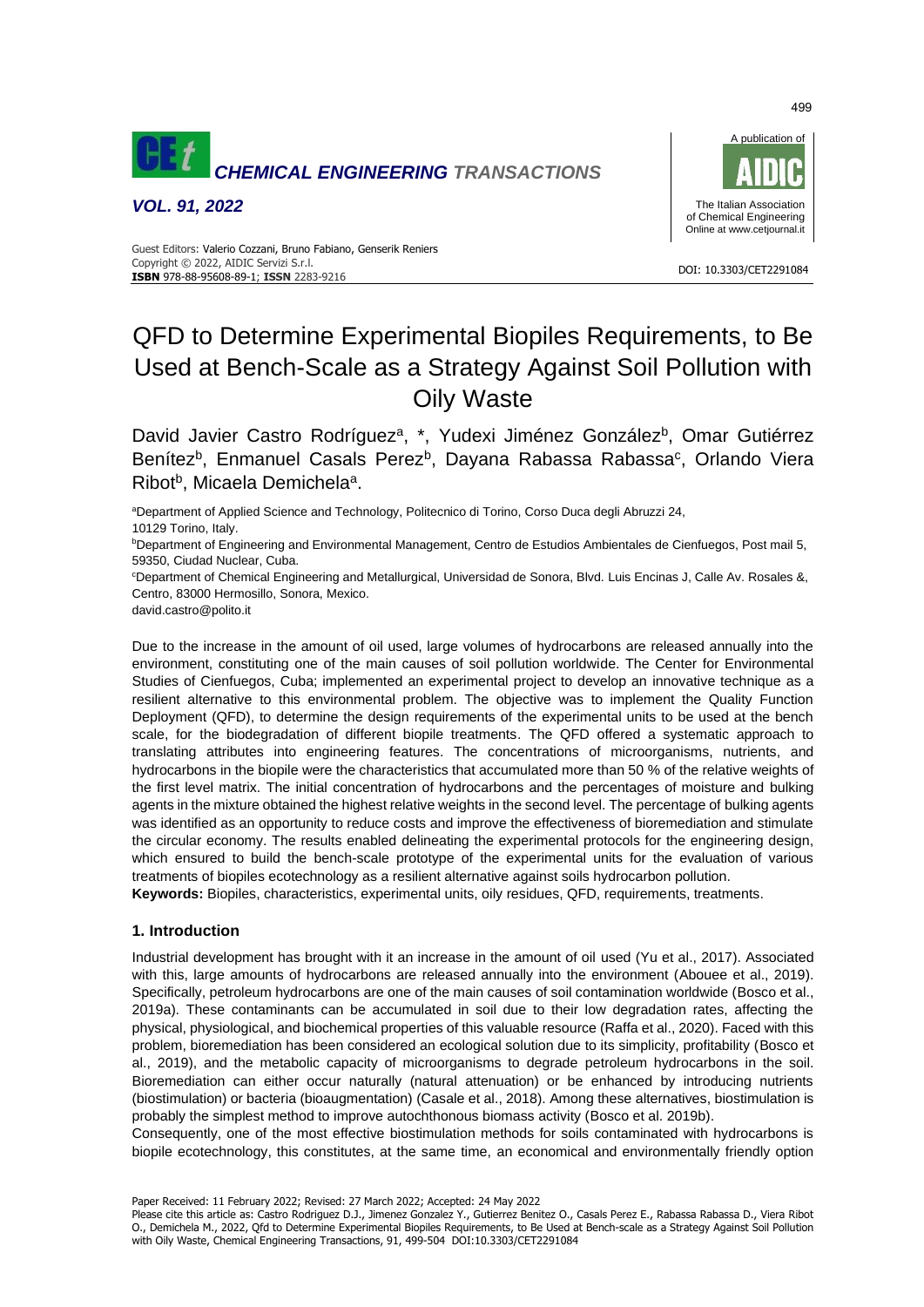# QFD to Determine Experimental Biopiles Requirements, to Be Used at Bench-Scale as a Strategy Against Soil Pollution with Oily Waste

David Javier Castro Rodríguez[a], *, Yudexi Jiménez González[b], Omar Gutiérrez Benítez[b], Enmanuel Casals Perez[b], Dayana Rabassa Rabassa[c], Orlando Viera Ribot[b], Micaela Demichela[a].

[a]Department of Applied Science and Technology, Politecnico di Torino, Corso Duca degli Abruzzi 24, 10129 Torino, Italy.

[b]Department of Engineering and Environmental Management, Centro de Estudios Ambientales de Cienfuegos, Post mail 5, 59350, Ciudad Nuclear, Cuba.

[c]Department of Chemical Engineering and Metallurgical, Universidad de Sonora, Blvd. Luis Encinas J, Calle Av. Rosales &, Centro, 83000 Hermosillo, Sonora, Mexico.

david.castro@polito.it

Due to the increase in the amount of oil used, large volumes of hydrocarbons are released annually into the environment, constituting one of the main causes of soil pollution worldwide. The Center for Environmental Studies of Cienfuegos, Cuba; implemented an experimental project to develop an innovative technique as a resilient alternative to this environmental problem. The objective was to implement the Quality Function Deployment (QFD), to determine the design requirements of the experimental units to be used at the bench scale, for the biodegradation of different biopile treatments. The QFD offered a systematic approach to translating attributes into engineering features. The concentrations of microorganisms, nutrients, and hydrocarbons in the biopile were the characteristics that accumulated more than 50 % of the relative weights of the first level matrix. The initial concentration of hydrocarbons and the percentages of moisture and bulking agents in the mixture obtained the highest relative weights in the second level. The percentage of bulking agents was identified as an opportunity to reduce costs and improve the effectiveness of bioremediation and stimulate the circular economy. The results enabled delineating the experimental protocols for the engineering design, which ensured to build the bench-scale prototype of the experimental units for the evaluation of various treatments of biopiles ecotechnology as a resilient alternative against soils hydrocarbon pollution.

**Keywords:** Biopiles, characteristics, experimental units, oily residues, QFD, requirements, treatments.

## 1. Introduction

Industrial development has brought with it an increase in the amount of oil used (Yu et al., 2017). Associated with this, large amounts of hydrocarbons are released annually into the environment (Abouee et al., 2019). Specifically, petroleum hydrocarbons are one of the main causes of soil contamination worldwide (Bosco et al., 2019a). These contaminants can be accumulated in soil due to their low degradation rates, affecting the physical, physiological, and biochemical properties of this valuable resource (Raffa et al., 2020). Faced with this problem, bioremediation has been considered an ecological solution due to its simplicity, profitability (Bosco et al., 2019), and the metabolic capacity of microorganisms to degrade petroleum hydrocarbons in the soil. Bioremediation can either occur naturally (natural attenuation) or be enhanced by introducing nutrients (biostimulation) or bacteria (bioaugmentation) (Casale et al., 2018). Among these alternatives, biostimulation is probably the simplest method to improve autochthonous biomass activity (Bosco et al. 2019b).

Consequently, one of the most effective biostimulation methods for soils contaminated with hydrocarbons is biopile ecotechnology, this constitutes, at the same time, an economical and environmentally friendly option

Paper Received: 11 February 2022; Revised: 27 March 2022; Accepted: 24 May 2022

Please cite this article as: Castro Rodriguez D.J., Jimenez Gonzalez Y., Gutierrez Benitez O., Casals Perez E., Rabassa Rabassa D., Viera Ribot O., Demichela M., 2022, Qfd to Determine Experimental Biopiles Requirements, to Be Used at Bench-scale as a Strategy Against Soil Pollution with Oily Waste, Chemical Engineering Transactions, 91, 499-504 DOI:10.3303/CET2291084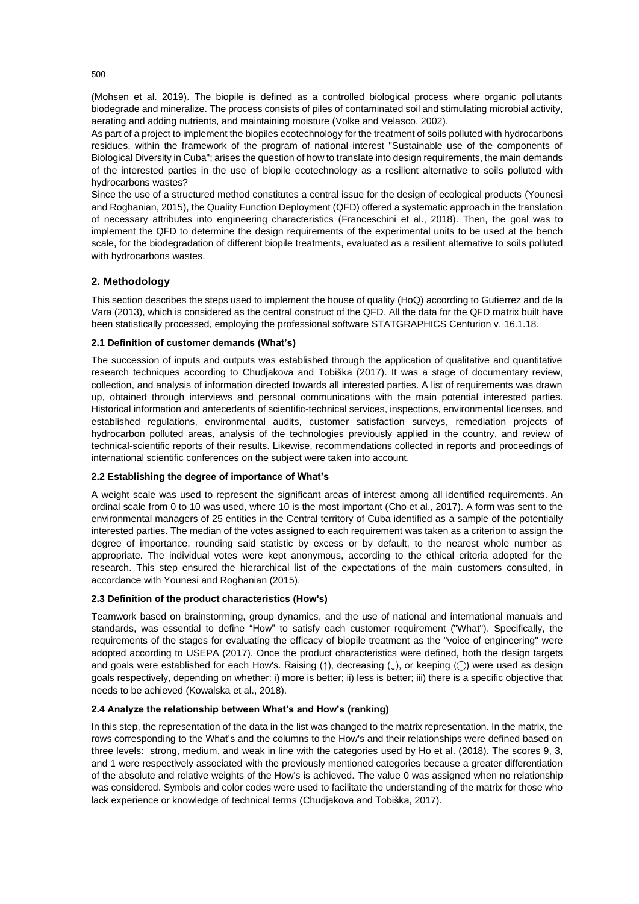(Mohsen et al. 2019). The biopile is defined as a controlled biological process where organic pollutants biodegrade and mineralize. The process consists of piles of contaminated soil and stimulating microbial activity, aerating and adding nutrients, and maintaining moisture (Volke and Velasco, 2002).

As part of a project to implement the biopiles ecotechnology for the treatment of soils polluted with hydrocarbons residues, within the framework of the program of national interest "Sustainable use of the components of Biological Diversity in Cuba"; arises the question of how to translate into design requirements, the main demands of the interested parties in the use of biopile ecotechnology as a resilient alternative to soils polluted with hydrocarbons wastes?

Since the use of a structured method constitutes a central issue for the design of ecological products (Younesi and Roghanian, 2015), the Quality Function Deployment (QFD) offered a systematic approach in the translation of necessary attributes into engineering characteristics (Franceschini et al., 2018). Then, the goal was to implement the QFD to determine the design requirements of the experimental units to be used at the bench scale, for the biodegradation of different biopile treatments, evaluated as a resilient alternative to soils polluted with hydrocarbons wastes.

## 2. Methodology

This section describes the steps used to implement the house of quality (HoQ) according to Gutierrez and de la Vara (2013), which is considered as the central construct of the QFD. All the data for the QFD matrix built have been statistically processed, employing the professional software STATGRAPHICS Centurion v. 16.1.18.

### 2.1 Definition of customer demands (What's)

The succession of inputs and outputs was established through the application of qualitative and quantitative research techniques according to Chudjakova and Tobiška (2017). It was a stage of documentary review, collection, and analysis of information directed towards all interested parties. A list of requirements was drawn up, obtained through interviews and personal communications with the main potential interested parties. Historical information and antecedents of scientific-technical services, inspections, environmental licenses, and established regulations, environmental audits, customer satisfaction surveys, remediation projects of hydrocarbon polluted areas, analysis of the technologies previously applied in the country, and review of technical-scientific reports of their results. Likewise, recommendations collected in reports and proceedings of international scientific conferences on the subject were taken into account.

### 2.2 Establishing the degree of importance of What's

A weight scale was used to represent the significant areas of interest among all identified requirements. An ordinal scale from 0 to 10 was used, where 10 is the most important (Cho et al., 2017). A form was sent to the environmental managers of 25 entities in the Central territory of Cuba identified as a sample of the potentially interested parties. The median of the votes assigned to each requirement was taken as a criterion to assign the degree of importance, rounding said statistic by excess or by default, to the nearest whole number as appropriate. The individual votes were kept anonymous, according to the ethical criteria adopted for the research. This step ensured the hierarchical list of the expectations of the main customers consulted, in accordance with Younesi and Roghanian (2015).

### 2.3 Definition of the product characteristics (How's)

Teamwork based on brainstorming, group dynamics, and the use of national and international manuals and standards, was essential to define "How" to satisfy each customer requirement ("What"). Specifically, the requirements of the stages for evaluating the efficacy of biopile treatment as the "voice of engineering" were adopted according to USEPA (2017). Once the product characteristics were defined, both the design targets and goals were established for each How's. Raising (↑), decreasing (↓), or keeping (◯) were used as design goals respectively, depending on whether: i) more is better; ii) less is better; iii) there is a specific objective that needs to be achieved (Kowalska et al., 2018).

### 2.4 Analyze the relationship between What's and How's (ranking)

In this step, the representation of the data in the list was changed to the matrix representation. In the matrix, the rows corresponding to the What's and the columns to the How's and their relationships were defined based on three levels: strong, medium, and weak in line with the categories used by Ho et al. (2018). The scores 9, 3, and 1 were respectively associated with the previously mentioned categories because a greater differentiation of the absolute and relative weights of the How's is achieved. The value 0 was assigned when no relationship was considered. Symbols and color codes were used to facilitate the understanding of the matrix for those who lack experience or knowledge of technical terms (Chudjakova and Tobiška, 2017).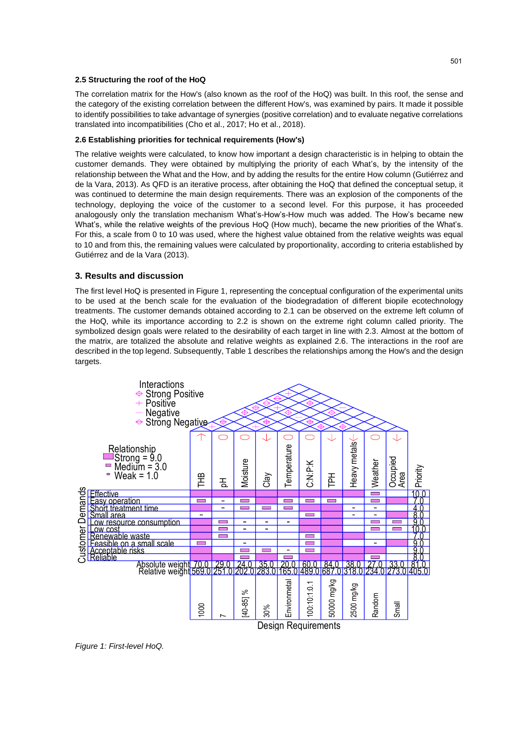### 2.5 Structuring the roof of the HoQ

The correlation matrix for the How's (also known as the roof of the HoQ) was built. In this roof, the sense and the category of the existing correlation between the different How's, was examined by pairs. It made it possible to identify possibilities to take advantage of synergies (positive correlation) and to evaluate negative correlations translated into incompatibilities (Cho et al., 2017; Ho et al., 2018).

### 2.6 Establishing priorities for technical requirements (How's)

The relative weights were calculated, to know how important a design characteristic is in helping to obtain the customer demands. They were obtained by multiplying the priority of each What's, by the intensity of the relationship between the What and the How, and by adding the results for the entire How column (Gutiérrez and de la Vara, 2013). As QFD is an iterative process, after obtaining the HoQ that defined the conceptual setup, it was continued to determine the main design requirements. There was an explosion of the components of the technology, deploying the voice of the customer to a second level. For this purpose, it has proceeded analogously only the translation mechanism What's-How's-How much was added. The How's became new What's, while the relative weights of the previous HoQ (How much), became the new priorities of the What's. For this, a scale from 0 to 10 was used, where the highest value obtained from the relative weights was equal to 10 and from this, the remaining values were calculated by proportionality, according to criteria established by Gutiérrez and de la Vara (2013).

## 3. Results and discussion

The first level HoQ is presented in Figure 1, representing the conceptual configuration of the experimental units to be used at the bench scale for the evaluation of the biodegradation of different biopile ecotechnology treatments. The customer demands obtained according to 2.1 can be observed on the extreme left column of the HoQ, while its importance according to 2.2 is shown on the extreme right column called priority. The symbolized design goals were related to the desirability of each target in line with 2.3. Almost at the bottom of the matrix, are totalized the absolute and relative weights as explained 2.6. The interactions in the roof are described in the top legend. Subsequently, Table 1 describes the relationships among the How's and the design targets.

| Customer Demands | THB | pH | Moisture | Clay | Temperature | C:N:P:K | TPH | Heavy metals | Weather | Occupied Area | Priority |
|---|---|---|---|---|---|---|---|---|---|---|---|
| Effective | | | | | | | | | | | 10.0 |
| Easy operation | | | | | | | | | | | 7.0 |
| Short treatment time | | | | | | | | | | | 4.0 |
| Small area | | | | | | | | | | | 8.0 |
| Low resource consumption | | | | | | | | | | | 9.0 |
| Low cost | | | | | | | | | | | 10.0 |
| Renewable waste | | | | | | | | | | | 7.0 |
| Feasible on a small scale | | | | | | | | | | | 9.0 |
| Acceptable risks | | | | | | | | | | | 9.0 |
| Reliable | | | | | | | | | | | 8.0 |
| Absolute weight | 70.0 | 29.0 | 24.0 | 35.0 | 20.0 | 60.0 | 84.0 | 38.0 | 27.0 | 33.0 | 81.0 |
| Relative weight | 569.0 | 251.0 | 202.0 | 283.0 | 165.0 | 489.0 | 687.0 | 318.0 | 234.0 | 273.0 | 405.0 |
| Design Requirements | 1000 | 7 | [40-85] % | 30% | Environmental | 100:10:1:0.1 | 50000 mg/kg | 2500 mg/kg | Random | Small | |

Relationship: Strong = 9.0; Medium = 3.0; Weak = 1.0. Interactions: Strong Positive; Positive; Negative; Strong Negative.

*Figure 1: First-level HoQ.*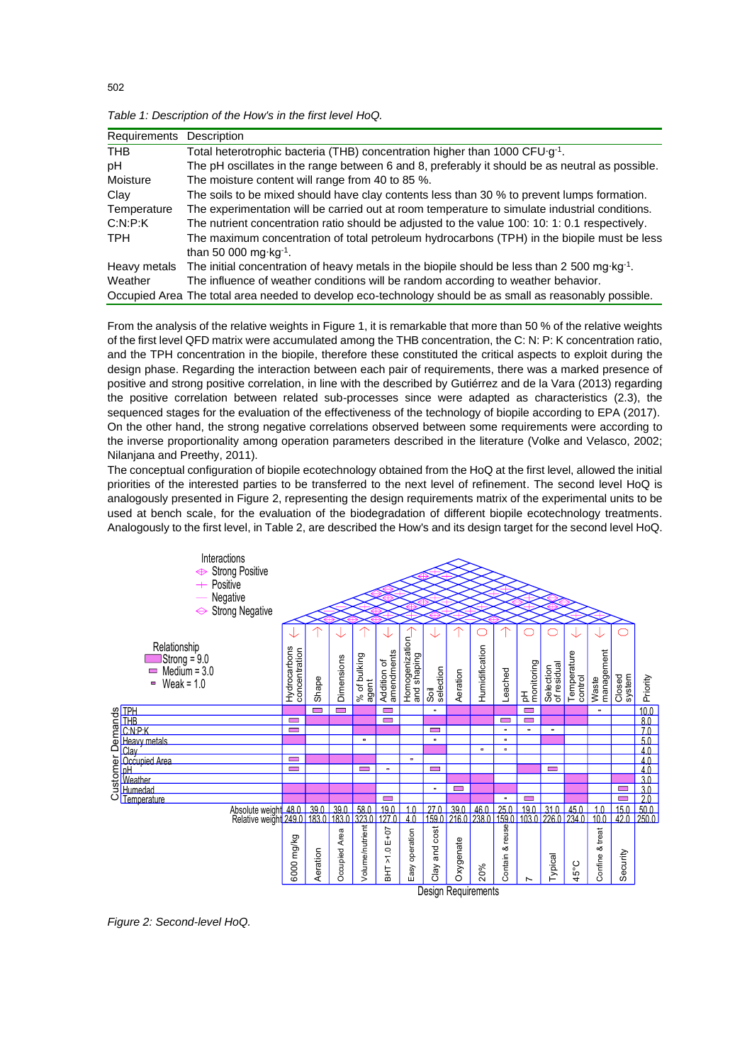*Table 1: Description of the How's in the first level HoQ.*

| Requirements | Description |
|---|---|
| THB | Total heterotrophic bacteria (THB) concentration higher than 1000 CFU·g$^{-1}$. |
| pH | The pH oscillates in the range between 6 and 8, preferably it should be as neutral as possible. |
| Moisture | The moisture content will range from 40 to 85 %. |
| Clay | The soils to be mixed should have clay contents less than 30 % to prevent lumps formation. |
| Temperature | The experimentation will be carried out at room temperature to simulate industrial conditions. |
| C:N:P:K | The nutrient concentration ratio should be adjusted to the value 100: 10: 1: 0.1 respectively. |
| TPH | The maximum concentration of total petroleum hydrocarbons (TPH) in the biopile must be less than 50 000 mg·kg$^{-1}$. |
| Heavy metals | The initial concentration of heavy metals in the biopile should be less than 2 500 mg·kg$^{-1}$. |
| Weather | The influence of weather conditions will be random according to weather behavior. |
| Occupied Area | The total area needed to develop eco-technology should be as small as reasonably possible. |

From the analysis of the relative weights in Figure 1, it is remarkable that more than 50 % of the relative weights of the first level QFD matrix were accumulated among the THB concentration, the C: N: P: K concentration ratio, and the TPH concentration in the biopile, therefore these constituted the critical aspects to exploit during the design phase. Regarding the interaction between each pair of requirements, there was a marked presence of positive and strong positive correlation, in line with the described by Gutiérrez and de la Vara (2013) regarding the positive correlation between related sub-processes since were adapted as characteristics (2.3), the sequenced stages for the evaluation of the effectiveness of the technology of biopile according to EPA (2017). On the other hand, the strong negative correlations observed between some requirements were according to the inverse proportionality among operation parameters described in the literature (Volke and Velasco, 2002; Nilanjana and Preethy, 2011).

The conceptual configuration of biopile ecotechnology obtained from the HoQ at the first level, allowed the initial priorities of the interested parties to be transferred to the next level of refinement. The second level HoQ is analogously presented in Figure 2, representing the design requirements matrix of the experimental units to be used at bench scale, for the evaluation of the biodegradation of different biopile ecotechnology treatments. Analogously to the first level, in Table 2, are described the How's and its design target for the second level HoQ.

*Figure 2: Second-level HoQ.*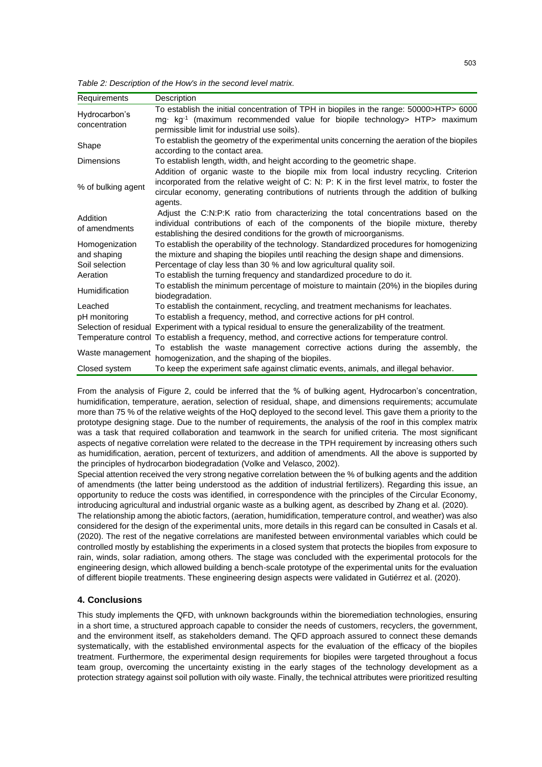*Table 2: Description of the How's in the second level matrix.*

| Requirements | Description |
|---|---|
| Hydrocarbon's concentration | To establish the initial concentration of TPH in biopiles in the range: 50000>HTP> 6000 mg· $kg^{-1}$ (maximum recommended value for biopile technology> HTP> maximum permissible limit for industrial use soils). |
| Shape | To establish the geometry of the experimental units concerning the aeration of the biopiles according to the contact area. |
| Dimensions | To establish length, width, and height according to the geometric shape. |
| % of bulking agent | Addition of organic waste to the biopile mix from local industry recycling. Criterion incorporated from the relative weight of C: N: P: K in the first level matrix, to foster the circular economy, generating contributions of nutrients through the addition of bulking agents. |
| Addition of amendments | Adjust the C:N:P:K ratio from characterizing the total concentrations based on the individual contributions of each of the components of the biopile mixture, thereby establishing the desired conditions for the growth of microorganisms. |
| Homogenization and shaping | To establish the operability of the technology. Standardized procedures for homogenizing the mixture and shaping the biopiles until reaching the design shape and dimensions. |
| Soil selection | Percentage of clay less than 30 % and low agricultural quality soil. |
| Aeration | To establish the turning frequency and standardized procedure to do it. |
| Humidification | To establish the minimum percentage of moisture to maintain (20%) in the biopiles during biodegradation. |
| Leached | To establish the containment, recycling, and treatment mechanisms for leachates. |
| pH monitoring | To establish a frequency, method, and corrective actions for pH control. |
| Selection of residual | Experiment with a typical residual to ensure the generalizability of the treatment. |
| Temperature control | To establish a frequency, method, and corrective actions for temperature control. |
| Waste management | To establish the waste management corrective actions during the assembly, the homogenization, and the shaping of the biopiles. |
| Closed system | To keep the experiment safe against climatic events, animals, and illegal behavior. |

From the analysis of Figure 2, could be inferred that the % of bulking agent, Hydrocarbon's concentration, humidification, temperature, aeration, selection of residual, shape, and dimensions requirements; accumulate more than 75 % of the relative weights of the HoQ deployed to the second level. This gave them a priority to the prototype designing stage. Due to the number of requirements, the analysis of the roof in this complex matrix was a task that required collaboration and teamwork in the search for unified criteria. The most significant aspects of negative correlation were related to the decrease in the TPH requirement by increasing others such as humidification, aeration, percent of texturizers, and addition of amendments. All the above is supported by the principles of hydrocarbon biodegradation (Volke and Velasco, 2002).

Special attention received the very strong negative correlation between the % of bulking agents and the addition of amendments (the latter being understood as the addition of industrial fertilizers). Regarding this issue, an opportunity to reduce the costs was identified, in correspondence with the principles of the Circular Economy, introducing agricultural and industrial organic waste as a bulking agent, as described by Zhang et al. (2020).

The relationship among the abiotic factors, (aeration, humidification, temperature control, and weather) was also considered for the design of the experimental units, more details in this regard can be consulted in Casals et al. (2020). The rest of the negative correlations are manifested between environmental variables which could be controlled mostly by establishing the experiments in a closed system that protects the biopiles from exposure to rain, winds, solar radiation, among others. The stage was concluded with the experimental protocols for the engineering design, which allowed building a bench-scale prototype of the experimental units for the evaluation of different biopile treatments. These engineering design aspects were validated in Gutiérrez et al. (2020).

## 4. Conclusions

This study implements the QFD, with unknown backgrounds within the bioremediation technologies, ensuring in a short time, a structured approach capable to consider the needs of customers, recyclers, the government, and the environment itself, as stakeholders demand. The QFD approach assured to connect these demands systematically, with the established environmental aspects for the evaluation of the efficacy of the biopiles treatment. Furthermore, the experimental design requirements for biopiles were targeted throughout a focus team group, overcoming the uncertainty existing in the early stages of the technology development as a protection strategy against soil pollution with oily waste. Finally, the technical attributes were prioritized resulting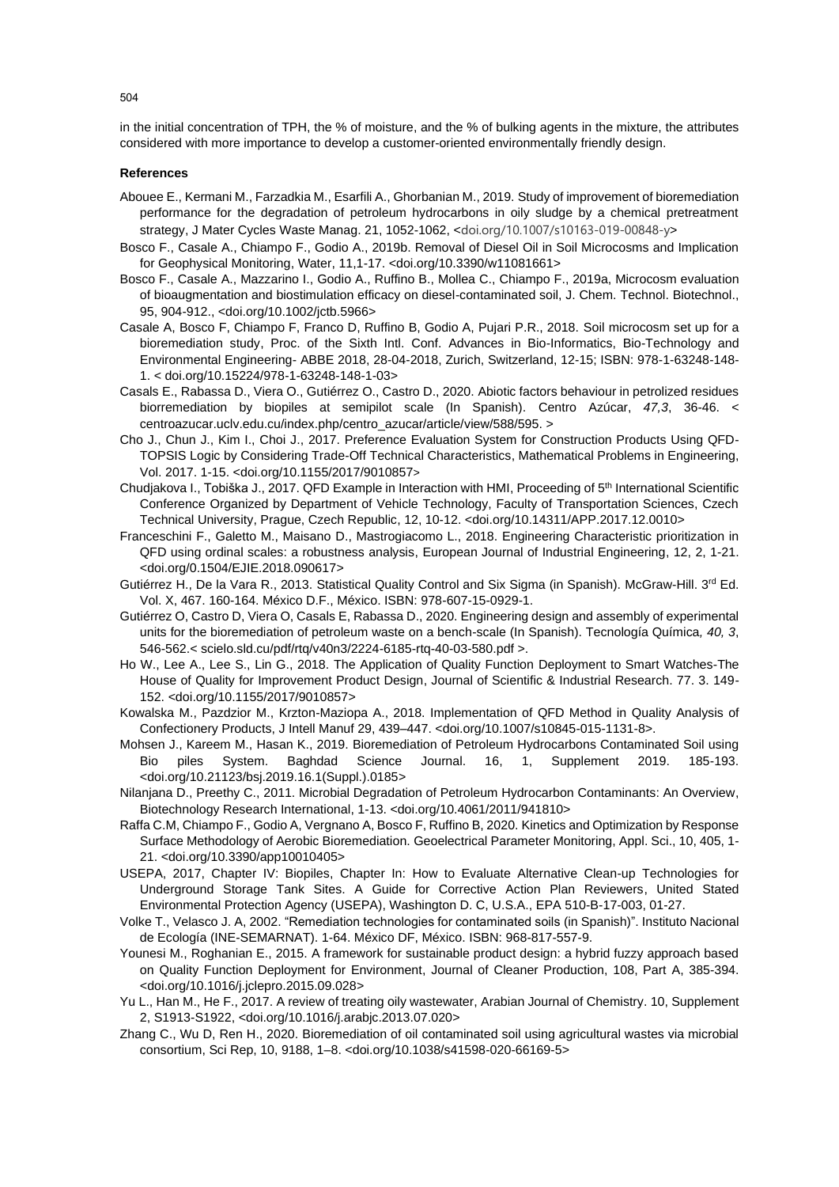in the initial concentration of TPH, the % of moisture, and the % of bulking agents in the mixture, the attributes considered with more importance to develop a customer-oriented environmentally friendly design.

## References

Abouee E., Kermani M., Farzadkia M., Esarfili A., Ghorbanian M., 2019. Study of improvement of bioremediation performance for the degradation of petroleum hydrocarbons in oily sludge by a chemical pretreatment strategy, J Mater Cycles Waste Manag. 21, 1052-1062, <doi.org/10.1007/s10163-019-00848-y>

Bosco F., Casale A., Chiampo F., Godio A., 2019b. Removal of Diesel Oil in Soil Microcosms and Implication for Geophysical Monitoring, Water, 11,1-17. <doi.org/10.3390/w11081661>

Bosco F., Casale A., Mazzarino I., Godio A., Ruffino B., Mollea C., Chiampo F., 2019a, Microcosm evaluation of bioaugmentation and biostimulation efficacy on diesel-contaminated soil, J. Chem. Technol. Biotechnol., 95, 904-912., <doi.org/10.1002/jctb.5966>

Casale A, Bosco F, Chiampo F, Franco D, Ruffino B, Godio A, Pujari P.R., 2018. Soil microcosm set up for a bioremediation study, Proc. of the Sixth Intl. Conf. Advances in Bio-Informatics, Bio-Technology and Environmental Engineering- ABBE 2018, 28-04-2018, Zurich, Switzerland, 12-15; ISBN: 978-1-63248-148-1. < doi.org/10.15224/978-1-63248-148-1-03>

Casals E., Rabassa D., Viera O., Gutiérrez O., Castro D., 2020. Abiotic factors behaviour in petrolized residues biorremediation by biopiles at semipilot scale (In Spanish). Centro Azúcar, *47,3*, 36-46. < centroazucar.uclv.edu.cu/index.php/centro_azucar/article/view/588/595. >

Cho J., Chun J., Kim I., Choi J., 2017. Preference Evaluation System for Construction Products Using QFD-TOPSIS Logic by Considering Trade-Off Technical Characteristics, Mathematical Problems in Engineering, Vol. 2017. 1-15. <doi.org/10.1155/2017/9010857>

Chudjakova I., Tobiška J., 2017. QFD Example in Interaction with HMI, Proceeding of 5th International Scientific Conference Organized by Department of Vehicle Technology, Faculty of Transportation Sciences, Czech Technical University, Prague, Czech Republic, 12, 10-12. <doi.org/10.14311/APP.2017.12.0010>

Franceschini F., Galetto M., Maisano D., Mastrogiacomo L., 2018. Engineering Characteristic prioritization in QFD using ordinal scales: a robustness analysis, European Journal of Industrial Engineering, 12, 2, 1-21. <doi.org/0.1504/EJIE.2018.090617>

Gutiérrez H., De la Vara R., 2013. Statistical Quality Control and Six Sigma (in Spanish). McGraw-Hill. 3rd Ed. Vol. X, 467. 160-164. México D.F., México. ISBN: 978-607-15-0929-1.

Gutiérrez O, Castro D, Viera O, Casals E, Rabassa D., 2020. Engineering design and assembly of experimental units for the bioremediation of petroleum waste on a bench-scale (In Spanish). Tecnología Química*, 40, 3*, 546-562.< scielo.sld.cu/pdf/rtq/v40n3/2224-6185-rtq-40-03-580.pdf >.

Ho W., Lee A., Lee S., Lin G., 2018. The Application of Quality Function Deployment to Smart Watches-The House of Quality for Improvement Product Design, Journal of Scientific & Industrial Research. 77. 3. 149-152. <doi.org/10.1155/2017/9010857>

Kowalska M., Pazdzior M., Krzton-Maziopa A., 2018. Implementation of QFD Method in Quality Analysis of Confectionery Products, J Intell Manuf 29, 439–447. <doi.org/10.1007/s10845-015-1131-8>.

Mohsen J., Kareem M., Hasan K., 2019. Bioremediation of Petroleum Hydrocarbons Contaminated Soil using Bio piles System. Baghdad Science Journal. 16, 1, Supplement 2019. 185-193. <doi.org/10.21123/bsj.2019.16.1(Suppl.).0185>

Nilanjana D., Preethy C., 2011. Microbial Degradation of Petroleum Hydrocarbon Contaminants: An Overview, Biotechnology Research International, 1-13. <doi.org/10.4061/2011/941810>

Raffa C.M, Chiampo F., Godio A, Vergnano A, Bosco F, Ruffino B, 2020. Kinetics and Optimization by Response Surface Methodology of Aerobic Bioremediation. Geoelectrical Parameter Monitoring, Appl. Sci., 10, 405, 1-21. <doi.org/10.3390/app10010405>

USEPA, 2017, Chapter IV: Biopiles, Chapter In: How to Evaluate Alternative Clean-up Technologies for Underground Storage Tank Sites. A Guide for Corrective Action Plan Reviewers, United Stated Environmental Protection Agency (USEPA), Washington D. C, U.S.A., EPA 510-B-17-003, 01-27.

Volke T., Velasco J. A, 2002. "Remediation technologies for contaminated soils (in Spanish)". Instituto Nacional de Ecología (INE-SEMARNAT). 1-64. México DF, México. ISBN: 968-817-557-9.

Younesi M., Roghanian E., 2015. A framework for sustainable product design: a hybrid fuzzy approach based on Quality Function Deployment for Environment, Journal of Cleaner Production, 108, Part A, 385-394. <doi.org/10.1016/j.jclepro.2015.09.028>

Yu L., Han M., He F., 2017. A review of treating oily wastewater, Arabian Journal of Chemistry. 10, Supplement 2, S1913-S1922, <doi.org/10.1016/j.arabjc.2013.07.020>

Zhang C., Wu D, Ren H., 2020. Bioremediation of oil contaminated soil using agricultural wastes via microbial consortium, Sci Rep, 10, 9188, 1–8. <doi.org/10.1038/s41598-020-66169-5>